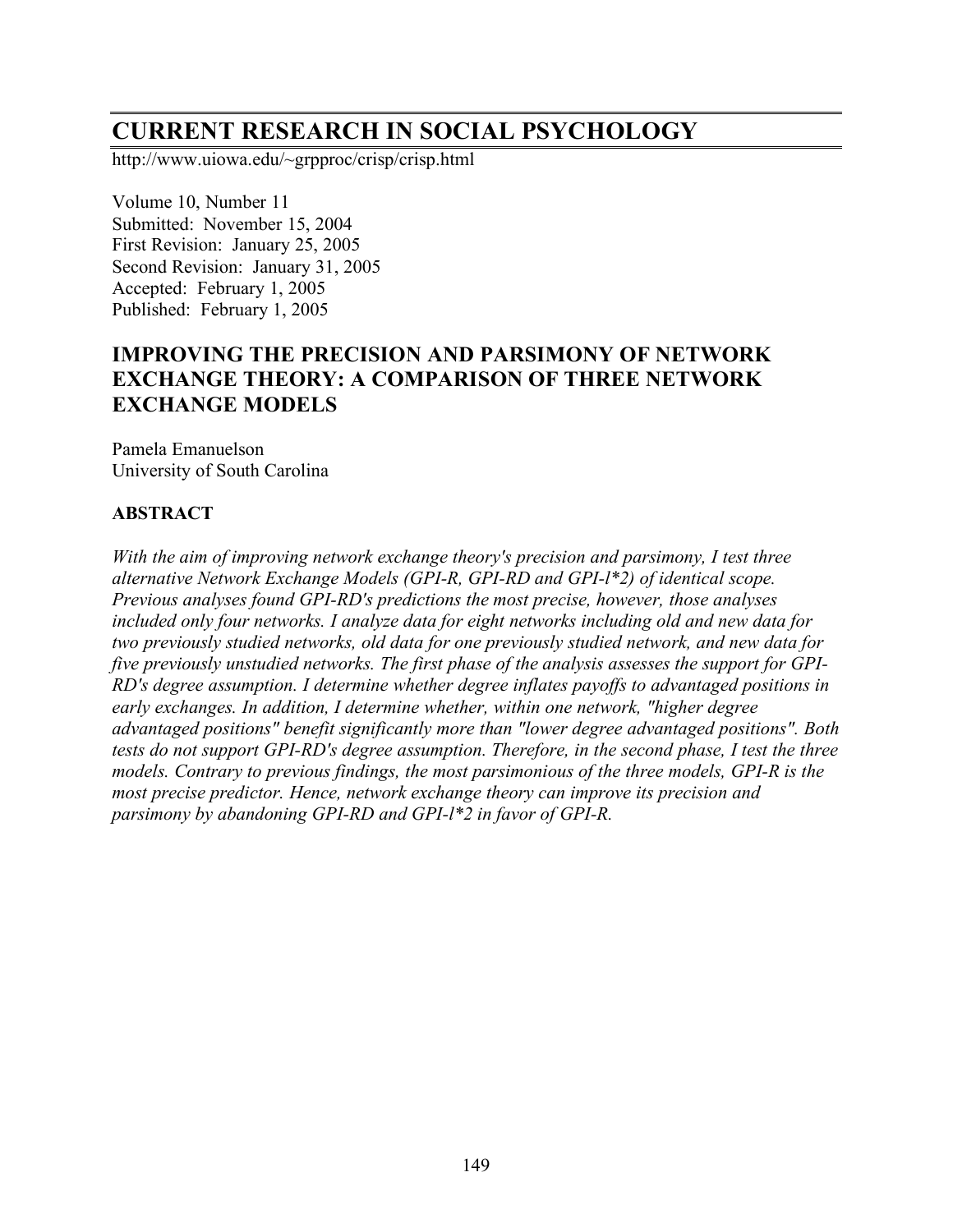# CURRENT RESEARCH IN SOCIAL PSYCHOLOGY

http://www.uiowa.edu/~grpproc/crisp/crisp.html

Volume 10, Number 11
Submitted: November 15, 2004
First Revision: January 25, 2005
Second Revision: January 31, 2005
Accepted: February 1, 2005
Published: February 1, 2005

## IMPROVING THE PRECISION AND PARSIMONY OF NETWORK EXCHANGE THEORY: A COMPARISON OF THREE NETWORK EXCHANGE MODELS

Pamela Emanuelson
University of South Carolina

### ABSTRACT

*With the aim of improving network exchange theory's precision and parsimony, I test three alternative Network Exchange Models (GPI-R, GPI-RD and GPI-l*2) of identical scope. Previous analyses found GPI-RD's predictions the most precise, however, those analyses included only four networks. I analyze data for eight networks including old and new data for two previously studied networks, old data for one previously studied network, and new data for five previously unstudied networks. The first phase of the analysis assesses the support for GPI-RD's degree assumption. I determine whether degree inflates payoffs to advantaged positions in early exchanges. In addition, I determine whether, within one network, "higher degree advantaged positions" benefit significantly more than "lower degree advantaged positions". Both tests do not support GPI-RD's degree assumption. Therefore, in the second phase, I test the three models. Contrary to previous findings, the most parsimonious of the three models, GPI-R is the most precise predictor. Hence, network exchange theory can improve its precision and parsimony by abandoning GPI-RD and GPI-l*2 in favor of GPI-R.*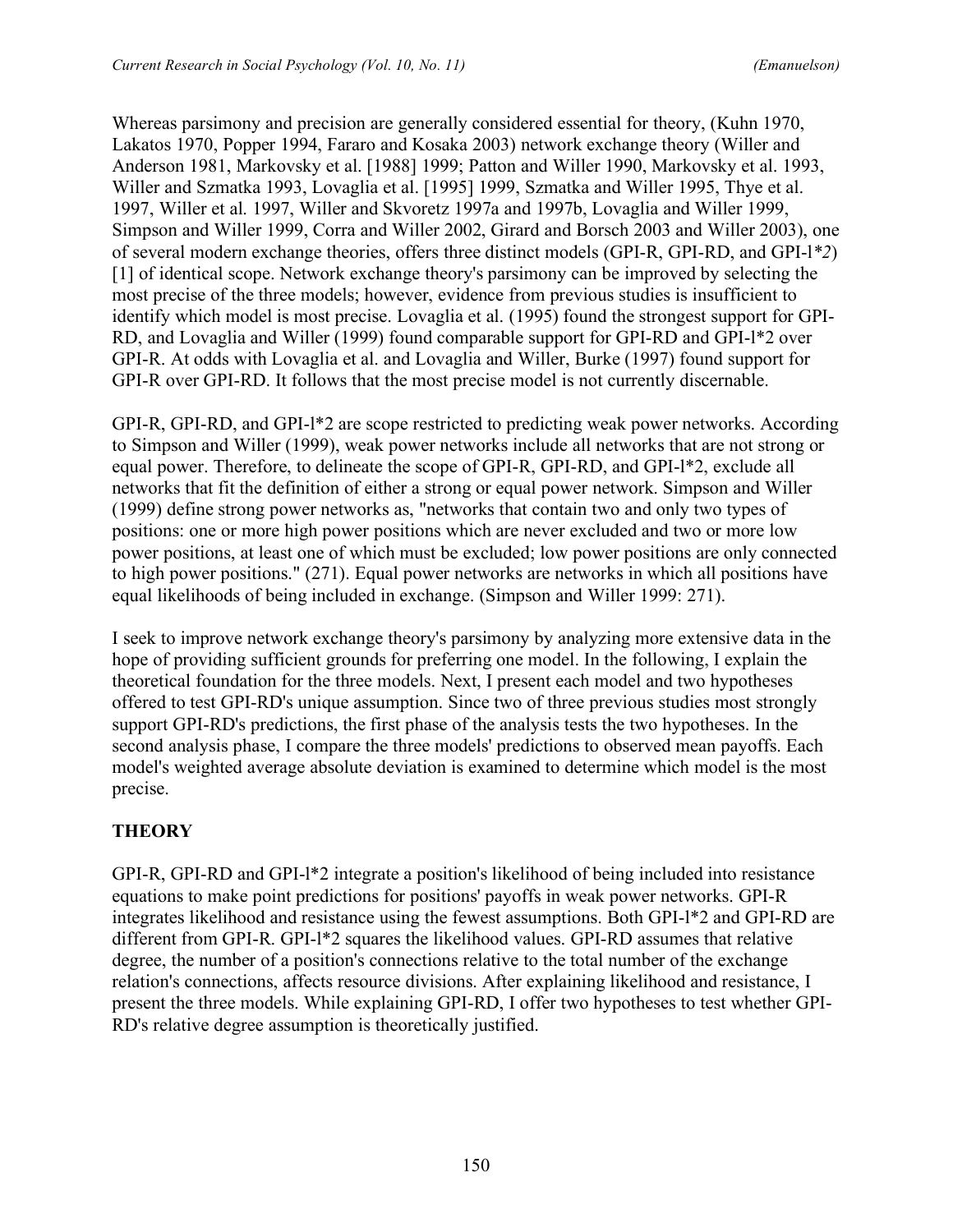Whereas parsimony and precision are generally considered essential for theory, (Kuhn 1970, Lakatos 1970, Popper 1994, Fararo and Kosaka 2003) network exchange theory (Willer and Anderson 1981, Markovsky et al. [1988] 1999; Patton and Willer 1990, Markovsky et al. 1993, Willer and Szmatka 1993, Lovaglia et al. [1995] 1999, Szmatka and Willer 1995, Thye et al. 1997, Willer et al. 1997, Willer and Skvoretz 1997a and 1997b, Lovaglia and Willer 1999, Simpson and Willer 1999, Corra and Willer 2002, Girard and Borsch 2003 and Willer 2003), one of several modern exchange theories, offers three distinct models (GPI-R, GPI-RD, and GPI-l*2) [1] of identical scope. Network exchange theory's parsimony can be improved by selecting the most precise of the three models; however, evidence from previous studies is insufficient to identify which model is most precise. Lovaglia et al. (1995) found the strongest support for GPI-RD, and Lovaglia and Willer (1999) found comparable support for GPI-RD and GPI-l*2 over GPI-R. At odds with Lovaglia et al. and Lovaglia and Willer, Burke (1997) found support for GPI-R over GPI-RD. It follows that the most precise model is not currently discernable.

GPI-R, GPI-RD, and GPI-l*2 are scope restricted to predicting weak power networks. According to Simpson and Willer (1999), weak power networks include all networks that are not strong or equal power. Therefore, to delineate the scope of GPI-R, GPI-RD, and GPI-l*2, exclude all networks that fit the definition of either a strong or equal power network. Simpson and Willer (1999) define strong power networks as, "networks that contain two and only two types of positions: one or more high power positions which are never excluded and two or more low power positions, at least one of which must be excluded; low power positions are only connected to high power positions." (271). Equal power networks are networks in which all positions have equal likelihoods of being included in exchange. (Simpson and Willer 1999: 271).

I seek to improve network exchange theory's parsimony by analyzing more extensive data in the hope of providing sufficient grounds for preferring one model. In the following, I explain the theoretical foundation for the three models. Next, I present each model and two hypotheses offered to test GPI-RD's unique assumption. Since two of three previous studies most strongly support GPI-RD's predictions, the first phase of the analysis tests the two hypotheses. In the second analysis phase, I compare the three models' predictions to observed mean payoffs. Each model's weighted average absolute deviation is examined to determine which model is the most precise.

## THEORY

GPI-R, GPI-RD and GPI-l*2 integrate a position's likelihood of being included into resistance equations to make point predictions for positions' payoffs in weak power networks. GPI-R integrates likelihood and resistance using the fewest assumptions. Both GPI-l*2 and GPI-RD are different from GPI-R. GPI-l*2 squares the likelihood values. GPI-RD assumes that relative degree, the number of a position's connections relative to the total number of the exchange relation's connections, affects resource divisions. After explaining likelihood and resistance, I present the three models. While explaining GPI-RD, I offer two hypotheses to test whether GPI-RD's relative degree assumption is theoretically justified.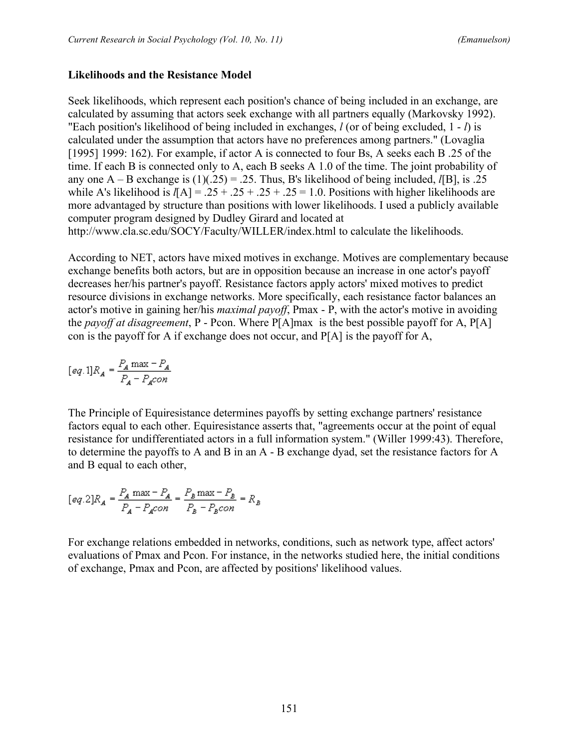**Likelihoods and the Resistance Model**

Seek likelihoods, which represent each position's chance of being included in an exchange, are calculated by assuming that actors seek exchange with all partners equally (Markovsky 1992). "Each position's likelihood of being included in exchanges, *l* (or of being excluded, 1 - *l*) is calculated under the assumption that actors have no preferences among partners." (Lovaglia [1995] 1999: 162). For example, if actor A is connected to four Bs, A seeks each B .25 of the time. If each B is connected only to A, each B seeks A 1.0 of the time. The joint probability of any one A – B exchange is (1)(.25) = .25. Thus, B's likelihood of being included, *l*[B], is .25 while A's likelihood is *l*[A] = .25 + .25 + .25 + .25 = 1.0. Positions with higher likelihoods are more advantaged by structure than positions with lower likelihoods. I used a publicly available computer program designed by Dudley Girard and located at http://www.cla.sc.edu/SOCY/Faculty/WILLER/index.html to calculate the likelihoods.

According to NET, actors have mixed motives in exchange. Motives are complementary because exchange benefits both actors, but are in opposition because an increase in one actor's payoff decreases her/his partner's payoff. Resistance factors apply actors' mixed motives to predict resource divisions in exchange networks. More specifically, each resistance factor balances an actor's motive in gaining her/his *maximal payoff*, Pmax - P, with the actor's motive in avoiding the *payoff at disagreement*, P - Pcon. Where P[A]max is the best possible payoff for A, P[A] con is the payoff for A if exchange does not occur, and P[A] is the payoff for A,

$$[eq.1] R_A = \frac{P_A \max - P_A}{P_A - P_A con}$$

The Principle of Equiresistance determines payoffs by setting exchange partners' resistance factors equal to each other. Equiresistance asserts that, "agreements occur at the point of equal resistance for undifferentiated actors in a full information system." (Willer 1999:43). Therefore, to determine the payoffs to A and B in an A - B exchange dyad, set the resistance factors for A and B equal to each other,

$$[eq.2] R_A = \frac{P_A \max - P_A}{P_A - P_A con} = \frac{P_B \max - P_B}{P_B - P_B con} = R_B$$

For exchange relations embedded in networks, conditions, such as network type, affect actors' evaluations of Pmax and Pcon. For instance, in the networks studied here, the initial conditions of exchange, Pmax and Pcon, are affected by positions' likelihood values.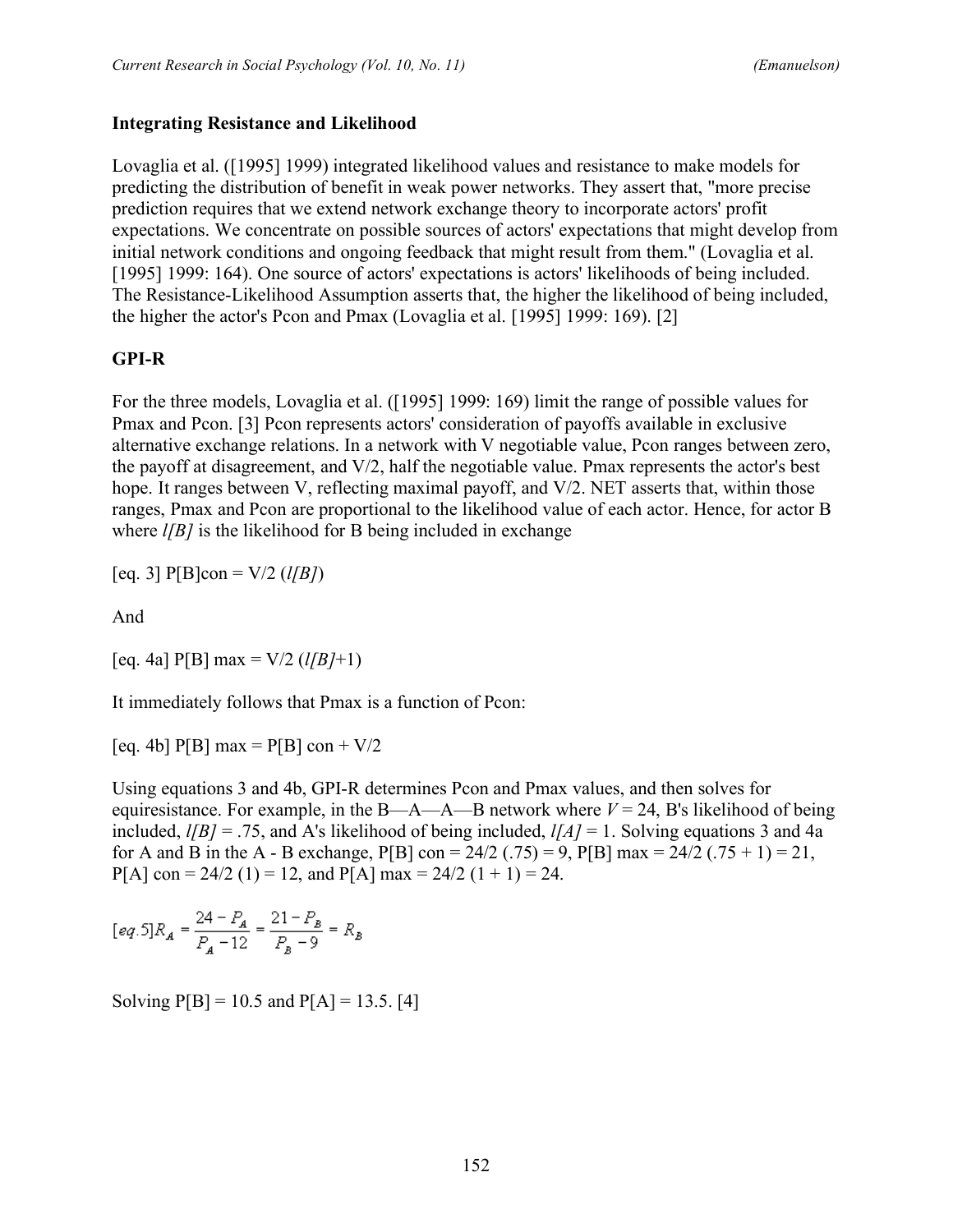### Integrating Resistance and Likelihood

Lovaglia et al. ([1995] 1999) integrated likelihood values and resistance to make models for predicting the distribution of benefit in weak power networks. They assert that, "more precise prediction requires that we extend network exchange theory to incorporate actors' profit expectations. We concentrate on possible sources of actors' expectations that might develop from initial network conditions and ongoing feedback that might result from them." (Lovaglia et al. [1995] 1999: 164). One source of actors' expectations is actors' likelihoods of being included. The Resistance-Likelihood Assumption asserts that, the higher the likelihood of being included, the higher the actor's Pcon and Pmax (Lovaglia et al. [1995] 1999: 169). [2]

### GPI-R

For the three models, Lovaglia et al. ([1995] 1999: 169) limit the range of possible values for Pmax and Pcon. [3] Pcon represents actors' consideration of payoffs available in exclusive alternative exchange relations. In a network with V negotiable value, Pcon ranges between zero, the payoff at disagreement, and V/2, half the negotiable value. Pmax represents the actor's best hope. It ranges between V, reflecting maximal payoff, and V/2. NET asserts that, within those ranges, Pmax and Pcon are proportional to the likelihood value of each actor. Hence, for actor B where *l[B]* is the likelihood for B being included in exchange

[eq. 3] $P[B]con = V/2\ (l[B])$

And

[eq. 4a] $P[B]\max = V/2\ (l[B]+1)$

It immediately follows that Pmax is a function of Pcon:

[eq. 4b] $P[B]\max = P[B]con + V/2$

Using equations 3 and 4b, GPI-R determines Pcon and Pmax values, and then solves for equiresistance. For example, in the B—A—A—B network where $V = 24$, B's likelihood of being included, $l[B] = .75$, and A's likelihood of being included, $l[A] = 1$. Solving equations 3 and 4a for A and B in the A - B exchange, P[B] con = 24/2 (.75) = 9, P[B] max = 24/2 (.75 + 1) = 21, P[A] con = 24/2 (1) = 12, and P[A] max = 24/2 (1 + 1) = 24.

$$[eq.5]\ R_A = \frac{24 - P_A}{P_A - 12} = \frac{21 - P_B}{P_B - 9} = R_B$$

Solving P[B] = 10.5 and P[A] = 13.5. [4]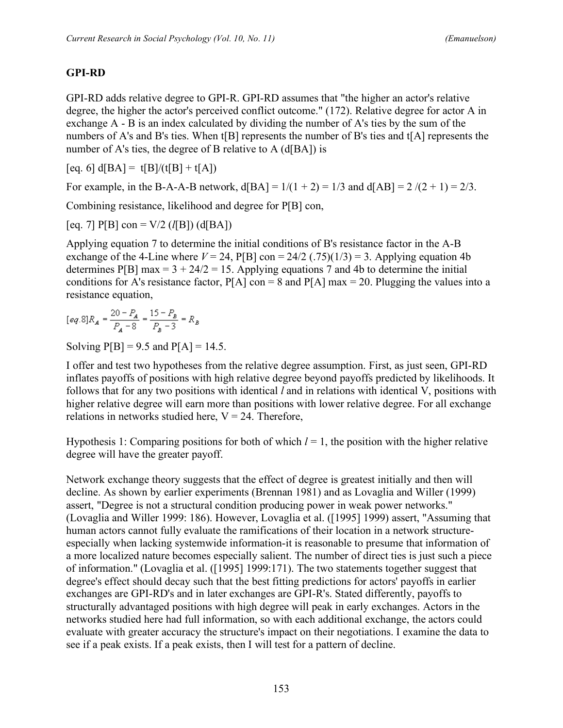## GPI-RD

GPI-RD adds relative degree to GPI-R. GPI-RD assumes that "the higher an actor's relative degree, the higher the actor's perceived conflict outcome." (172). Relative degree for actor A in exchange A - B is an index calculated by dividing the number of A's ties by the sum of the numbers of A's and B's ties. When t[B] represents the number of B's ties and t[A] represents the number of A's ties, the degree of B relative to A (d[BA]) is

[eq. 6] d[BA] = t[B]/(t[B] + t[A])

For example, in the B-A-A-B network, d[BA] = 1/(1 + 2) = 1/3 and d[AB] = 2 /(2 + 1) = 2/3.

Combining resistance, likelihood and degree for P[B] con,

[eq. 7] P[B] con = V/2 (*l*[B]) (d[BA])

Applying equation 7 to determine the initial conditions of B's resistance factor in the A-B exchange of the 4-Line where *V* = 24, P[B] con = 24/2 (.75)(1/3) = 3. Applying equation 4b determines P[B] max = 3 + 24/2 = 15. Applying equations 7 and 4b to determine the initial conditions for A's resistance factor, P[A] con = 8 and P[A] max = 20. Plugging the values into a resistance equation,

$$[eq. 8] R_A = \frac{20 - P_A}{P_A - 8} = \frac{15 - P_B}{P_B - 3} = R_B$$

Solving P[B] = 9.5 and P[A] = 14.5.

I offer and test two hypotheses from the relative degree assumption. First, as just seen, GPI-RD inflates payoffs of positions with high relative degree beyond payoffs predicted by likelihoods. It follows that for any two positions with identical *l* and in relations with identical V, positions with higher relative degree will earn more than positions with lower relative degree. For all exchange relations in networks studied here, V = 24. Therefore,

Hypothesis 1: Comparing positions for both of which *l* = 1, the position with the higher relative degree will have the greater payoff.

Network exchange theory suggests that the effect of degree is greatest initially and then will decline. As shown by earlier experiments (Brennan 1981) and as Lovaglia and Willer (1999) assert, "Degree is not a structural condition producing power in weak power networks." (Lovaglia and Willer 1999: 186). However, Lovaglia et al. ([1995] 1999) assert, "Assuming that human actors cannot fully evaluate the ramifications of their location in a network structure-especially when lacking systemwide information-it is reasonable to presume that information of a more localized nature becomes especially salient. The number of direct ties is just such a piece of information." (Lovaglia et al. ([1995] 1999:171). The two statements together suggest that degree's effect should decay such that the best fitting predictions for actors' payoffs in earlier exchanges are GPI-RD's and in later exchanges are GPI-R's. Stated differently, payoffs to structurally advantaged positions with high degree will peak in early exchanges. Actors in the networks studied here had full information, so with each additional exchange, the actors could evaluate with greater accuracy the structure's impact on their negotiations. I examine the data to see if a peak exists. If a peak exists, then I will test for a pattern of decline.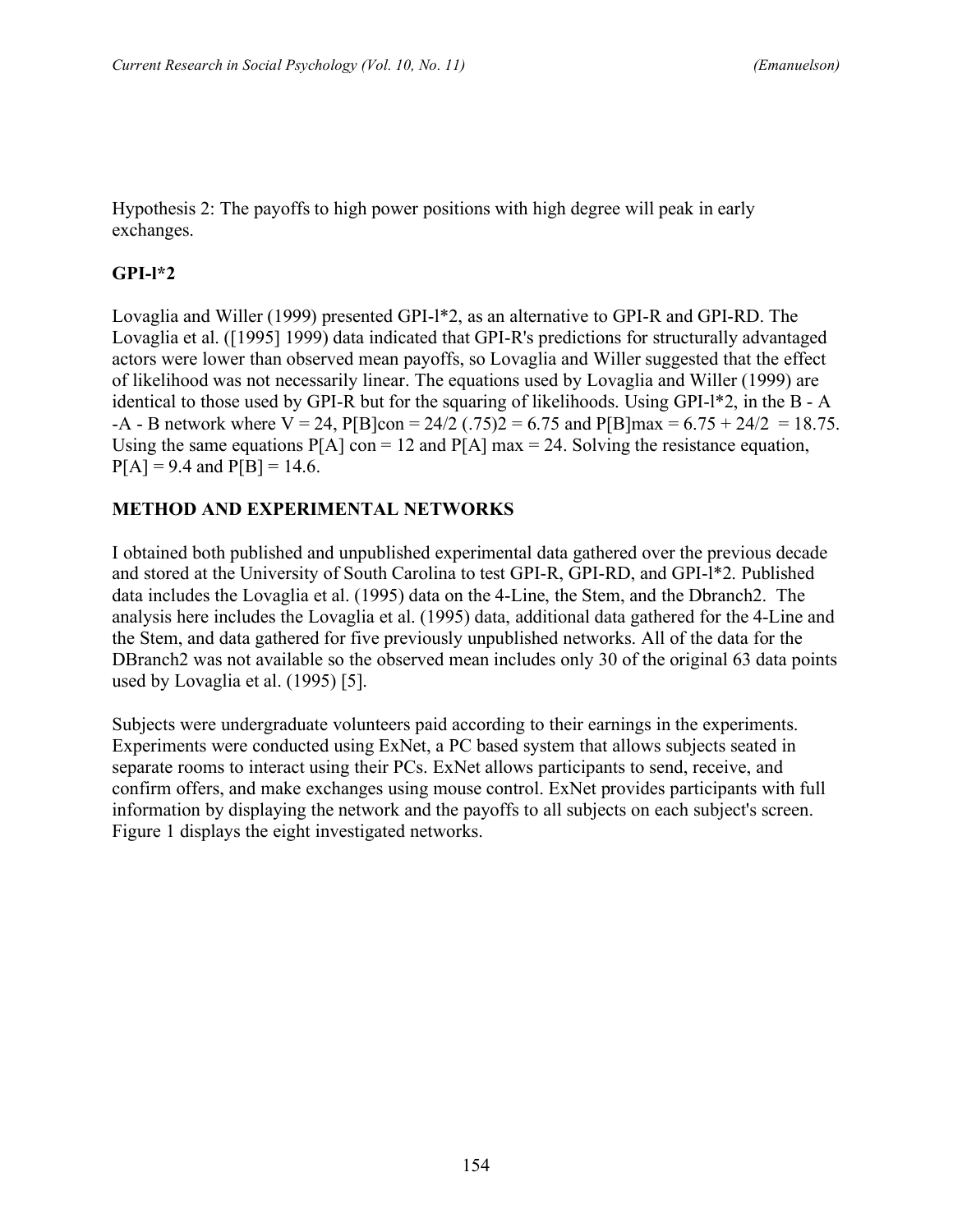Hypothesis 2: The payoffs to high power positions with high degree will peak in early exchanges.

## GPI-l*2

Lovaglia and Willer (1999) presented GPI-l*2, as an alternative to GPI-R and GPI-RD. The Lovaglia et al. ([1995] 1999) data indicated that GPI-R's predictions for structurally advantaged actors were lower than observed mean payoffs, so Lovaglia and Willer suggested that the effect of likelihood was not necessarily linear. The equations used by Lovaglia and Willer (1999) are identical to those used by GPI-R but for the squaring of likelihoods. Using GPI-l*2, in the B - A -A - B network where $V = 24$, $P[B]con = 24/2\ (.75)2 = 6.75$ and $P[B]max = 6.75 + 24/2 = 18.75$. Using the same equations $P[A]\ con = 12$ and $P[A]\ max = 24$. Solving the resistance equation, $P[A] = 9.4$ and $P[B] = 14.6$.

## METHOD AND EXPERIMENTAL NETWORKS

I obtained both published and unpublished experimental data gathered over the previous decade and stored at the University of South Carolina to test GPI-R, GPI-RD, and GPI-l*2. Published data includes the Lovaglia et al. (1995) data on the 4-Line, the Stem, and the Dbranch2. The analysis here includes the Lovaglia et al. (1995) data, additional data gathered for the 4-Line and the Stem, and data gathered for five previously unpublished networks. All of the data for the DBranch2 was not available so the observed mean includes only 30 of the original 63 data points used by Lovaglia et al. (1995) [5].

Subjects were undergraduate volunteers paid according to their earnings in the experiments. Experiments were conducted using ExNet, a PC based system that allows subjects seated in separate rooms to interact using their PCs. ExNet allows participants to send, receive, and confirm offers, and make exchanges using mouse control. ExNet provides participants with full information by displaying the network and the payoffs to all subjects on each subject's screen. Figure 1 displays the eight investigated networks.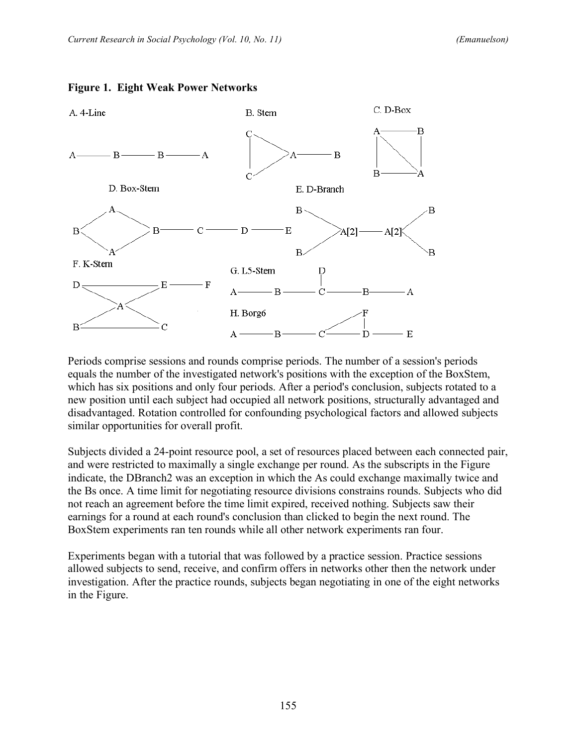**Figure 1. Eight Weak Power Networks**

Periods comprise sessions and rounds comprise periods. The number of a session's periods equals the number of the investigated network's positions with the exception of the BoxStem, which has six positions and only four periods. After a period's conclusion, subjects rotated to a new position until each subject had occupied all network positions, structurally advantaged and disadvantaged. Rotation controlled for confounding psychological factors and allowed subjects similar opportunities for overall profit.

Subjects divided a 24-point resource pool, a set of resources placed between each connected pair, and were restricted to maximally a single exchange per round. As the subscripts in the Figure indicate, the DBranch2 was an exception in which the As could exchange maximally twice and the Bs once. A time limit for negotiating resource divisions constrains rounds. Subjects who did not reach an agreement before the time limit expired, received nothing. Subjects saw their earnings for a round at each round's conclusion than clicked to begin the next round. The BoxStem experiments ran ten rounds while all other network experiments ran four.

Experiments began with a tutorial that was followed by a practice session. Practice sessions allowed subjects to send, receive, and confirm offers in networks other then the network under investigation. After the practice rounds, subjects began negotiating in one of the eight networks in the Figure.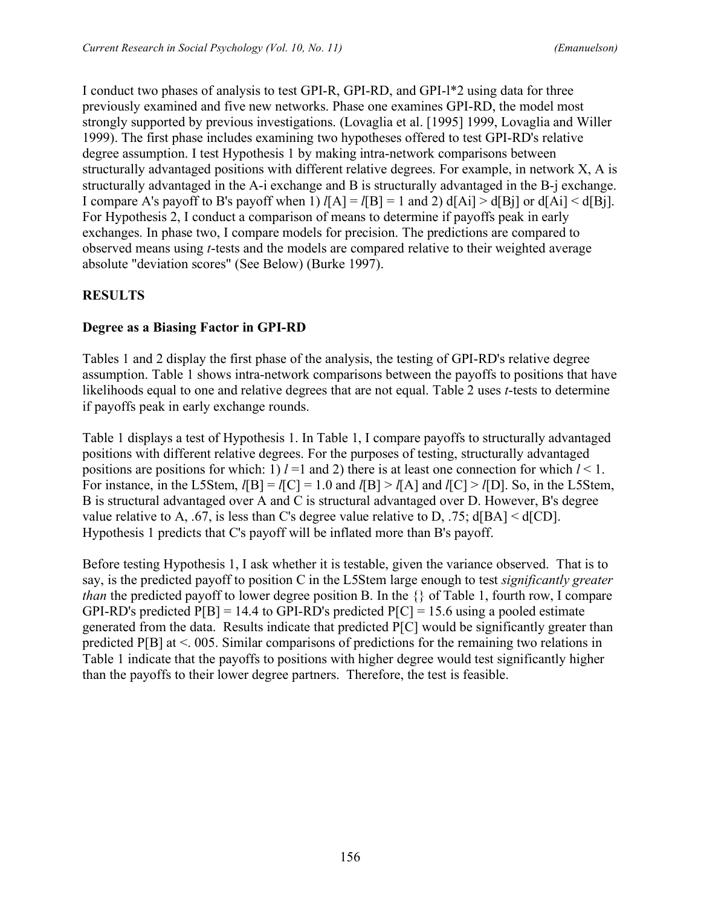I conduct two phases of analysis to test GPI-R, GPI-RD, and GPI-l*2 using data for three previously examined and five new networks. Phase one examines GPI-RD, the model most strongly supported by previous investigations. (Lovaglia et al. [1995] 1999, Lovaglia and Willer 1999). The first phase includes examining two hypotheses offered to test GPI-RD's relative degree assumption. I test Hypothesis 1 by making intra-network comparisons between structurally advantaged positions with different relative degrees. For example, in network X, A is structurally advantaged in the A-i exchange and B is structurally advantaged in the B-j exchange. I compare A's payoff to B's payoff when 1) $l[A] = l[B] = 1$ and 2) $d[Ai] > d[Bj]$ or $d[Ai] < d[Bj]$. For Hypothesis 2, I conduct a comparison of means to determine if payoffs peak in early exchanges. In phase two, I compare models for precision. The predictions are compared to observed means using *t*-tests and the models are compared relative to their weighted average absolute "deviation scores" (See Below) (Burke 1997).

## RESULTS

### Degree as a Biasing Factor in GPI-RD

Tables 1 and 2 display the first phase of the analysis, the testing of GPI-RD's relative degree assumption. Table 1 shows intra-network comparisons between the payoffs to positions that have likelihoods equal to one and relative degrees that are not equal. Table 2 uses *t*-tests to determine if payoffs peak in early exchange rounds.

Table 1 displays a test of Hypothesis 1. In Table 1, I compare payoffs to structurally advantaged positions with different relative degrees. For the purposes of testing, structurally advantaged positions are positions for which: 1) $l = 1$ and 2) there is at least one connection for which $l < 1$. For instance, in the L5Stem, $l[B] = l[C] = 1.0$ and $l[B] > l[A]$ and $l[C] > l[D]$. So, in the L5Stem, B is structural advantaged over A and C is structural advantaged over D. However, B's degree value relative to A, .67, is less than C's degree value relative to D, .75; $d[BA] < d[CD]$. Hypothesis 1 predicts that C's payoff will be inflated more than B's payoff.

Before testing Hypothesis 1, I ask whether it is testable, given the variance observed. That is to say, is the predicted payoff to position C in the L5Stem large enough to test *significantly greater than* the predicted payoff to lower degree position B. In the {} of Table 1, fourth row, I compare GPI-RD's predicted $P[B] = 14.4$ to GPI-RD's predicted $P[C] = 15.6$ using a pooled estimate generated from the data. Results indicate that predicted P[C] would be significantly greater than predicted P[B] at <. 005. Similar comparisons of predictions for the remaining two relations in Table 1 indicate that the payoffs to positions with higher degree would test significantly higher than the payoffs to their lower degree partners. Therefore, the test is feasible.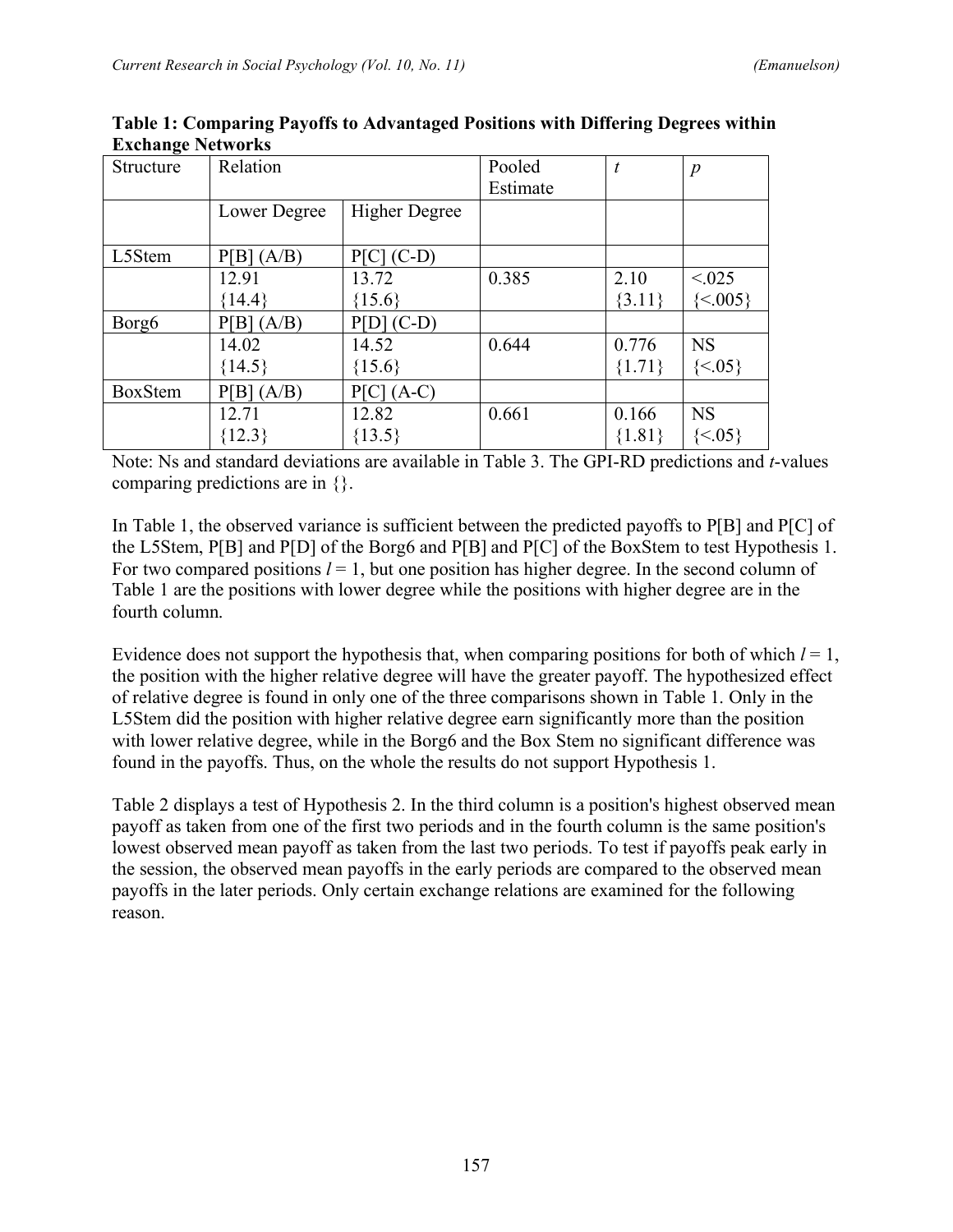**Table 1: Comparing Payoffs to Advantaged Positions with Differing Degrees within Exchange Networks**

| Structure | Relation | | Pooled Estimate | *t* | *p* |
|---|---|---|---|---|---|
| | Lower Degree | Higher Degree | | | |
| L5Stem | P[B] (A/B) | P[C] (C-D) | | | |
| | 12.91 {14.4} | 13.72 {15.6} | 0.385 | 2.10 {3.11} | <.025 {<.005} |
| Borg6 | P[B] (A/B) | P[D] (C-D) | | | |
| | 14.02 {14.5} | 14.52 {15.6} | 0.644 | 0.776 {1.71} | NS {<.05} |
| BoxStem | P[B] (A/B) | P[C] (A-C) | | | |
| | 12.71 {12.3} | 12.82 {13.5} | 0.661 | 0.166 {1.81} | NS {<.05} |

Note: Ns and standard deviations are available in Table 3. The GPI-RD predictions and *t*-values comparing predictions are in {}.

In Table 1, the observed variance is sufficient between the predicted payoffs to P[B] and P[C] of the L5Stem, P[B] and P[D] of the Borg6 and P[B] and P[C] of the BoxStem to test Hypothesis 1. For two compared positions $l = 1$, but one position has higher degree. In the second column of Table 1 are the positions with lower degree while the positions with higher degree are in the fourth column.

Evidence does not support the hypothesis that, when comparing positions for both of which $l = 1$, the position with the higher relative degree will have the greater payoff. The hypothesized effect of relative degree is found in only one of the three comparisons shown in Table 1. Only in the L5Stem did the position with higher relative degree earn significantly more than the position with lower relative degree, while in the Borg6 and the Box Stem no significant difference was found in the payoffs. Thus, on the whole the results do not support Hypothesis 1.

Table 2 displays a test of Hypothesis 2. In the third column is a position's highest observed mean payoff as taken from one of the first two periods and in the fourth column is the same position's lowest observed mean payoff as taken from the last two periods. To test if payoffs peak early in the session, the observed mean payoffs in the early periods are compared to the observed mean payoffs in the later periods. Only certain exchange relations are examined for the following reason.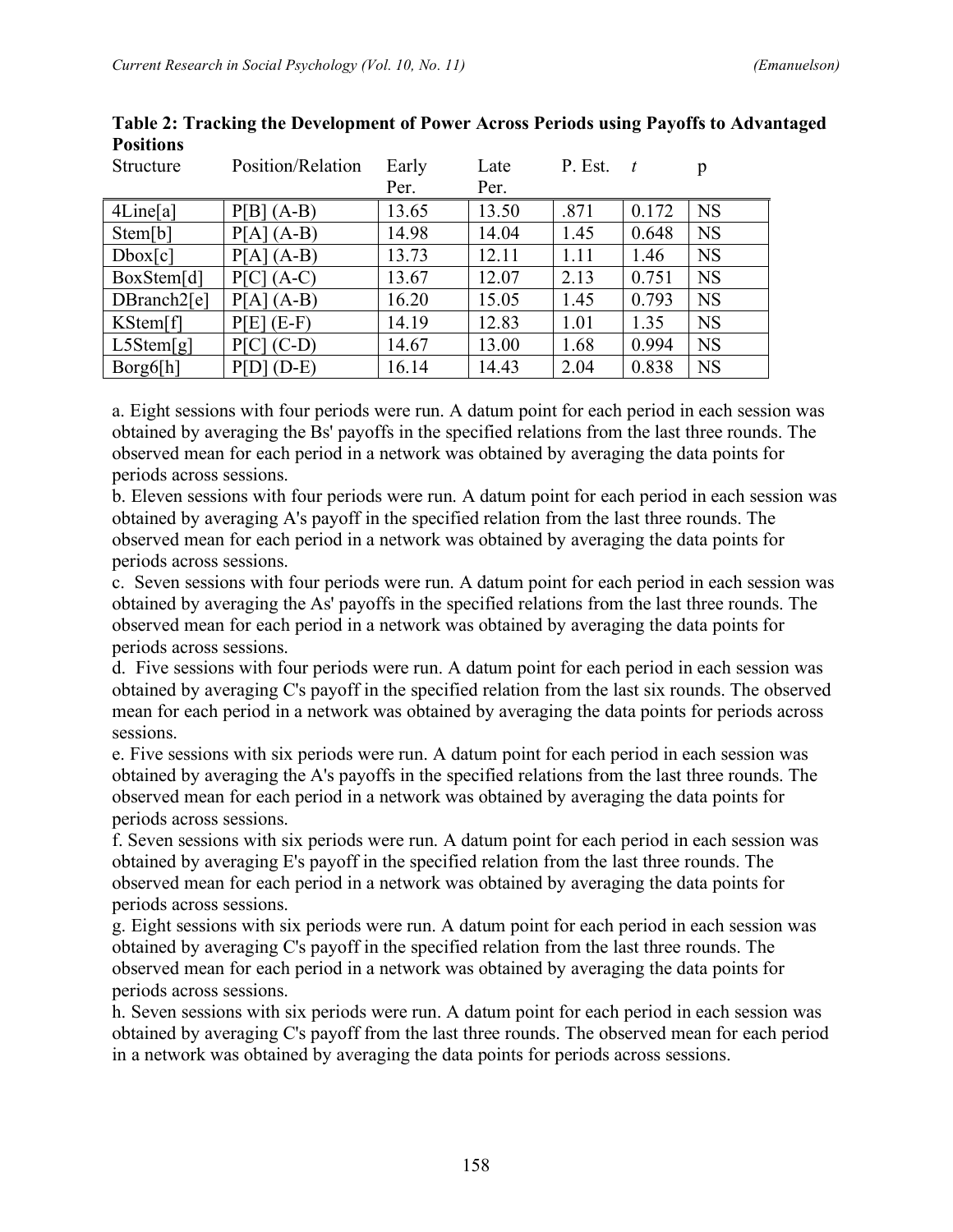**Table 2: Tracking the Development of Power Across Periods using Payoffs to Advantaged Positions**

| Structure | Position/Relation | Early Per. | Late Per. | P. Est. | *t* | p |
|---|---|---|---|---|---|---|
| 4Line[a] | P[B] (A-B) | 13.65 | 13.50 | .871 | 0.172 | NS |
| Stem[b] | P[A] (A-B) | 14.98 | 14.04 | 1.45 | 0.648 | NS |
| Dbox[c] | P[A] (A-B) | 13.73 | 12.11 | 1.11 | 1.46 | NS |
| BoxStem[d] | P[C] (A-C) | 13.67 | 12.07 | 2.13 | 0.751 | NS |
| DBranch2[e] | P[A] (A-B) | 16.20 | 15.05 | 1.45 | 0.793 | NS |
| KStem[f] | P[E] (E-F) | 14.19 | 12.83 | 1.01 | 1.35 | NS |
| L5Stem[g] | P[C] (C-D) | 14.67 | 13.00 | 1.68 | 0.994 | NS |
| Borg6[h] | P[D] (D-E) | 16.14 | 14.43 | 2.04 | 0.838 | NS |

a. Eight sessions with four periods were run. A datum point for each period in each session was obtained by averaging the Bs' payoffs in the specified relations from the last three rounds. The observed mean for each period in a network was obtained by averaging the data points for periods across sessions.

b. Eleven sessions with four periods were run. A datum point for each period in each session was obtained by averaging A's payoff in the specified relation from the last three rounds. The observed mean for each period in a network was obtained by averaging the data points for periods across sessions.

c. Seven sessions with four periods were run. A datum point for each period in each session was obtained by averaging the As' payoffs in the specified relations from the last three rounds. The observed mean for each period in a network was obtained by averaging the data points for periods across sessions.

d. Five sessions with four periods were run. A datum point for each period in each session was obtained by averaging C's payoff in the specified relation from the last six rounds. The observed mean for each period in a network was obtained by averaging the data points for periods across sessions.

e. Five sessions with six periods were run. A datum point for each period in each session was obtained by averaging the A's payoffs in the specified relations from the last three rounds. The observed mean for each period in a network was obtained by averaging the data points for periods across sessions.

f. Seven sessions with six periods were run. A datum point for each period in each session was obtained by averaging E's payoff in the specified relation from the last three rounds. The observed mean for each period in a network was obtained by averaging the data points for periods across sessions.

g. Eight sessions with six periods were run. A datum point for each period in each session was obtained by averaging C's payoff in the specified relation from the last three rounds. The observed mean for each period in a network was obtained by averaging the data points for periods across sessions.

h. Seven sessions with six periods were run. A datum point for each period in each session was obtained by averaging C's payoff from the last three rounds. The observed mean for each period in a network was obtained by averaging the data points for periods across sessions.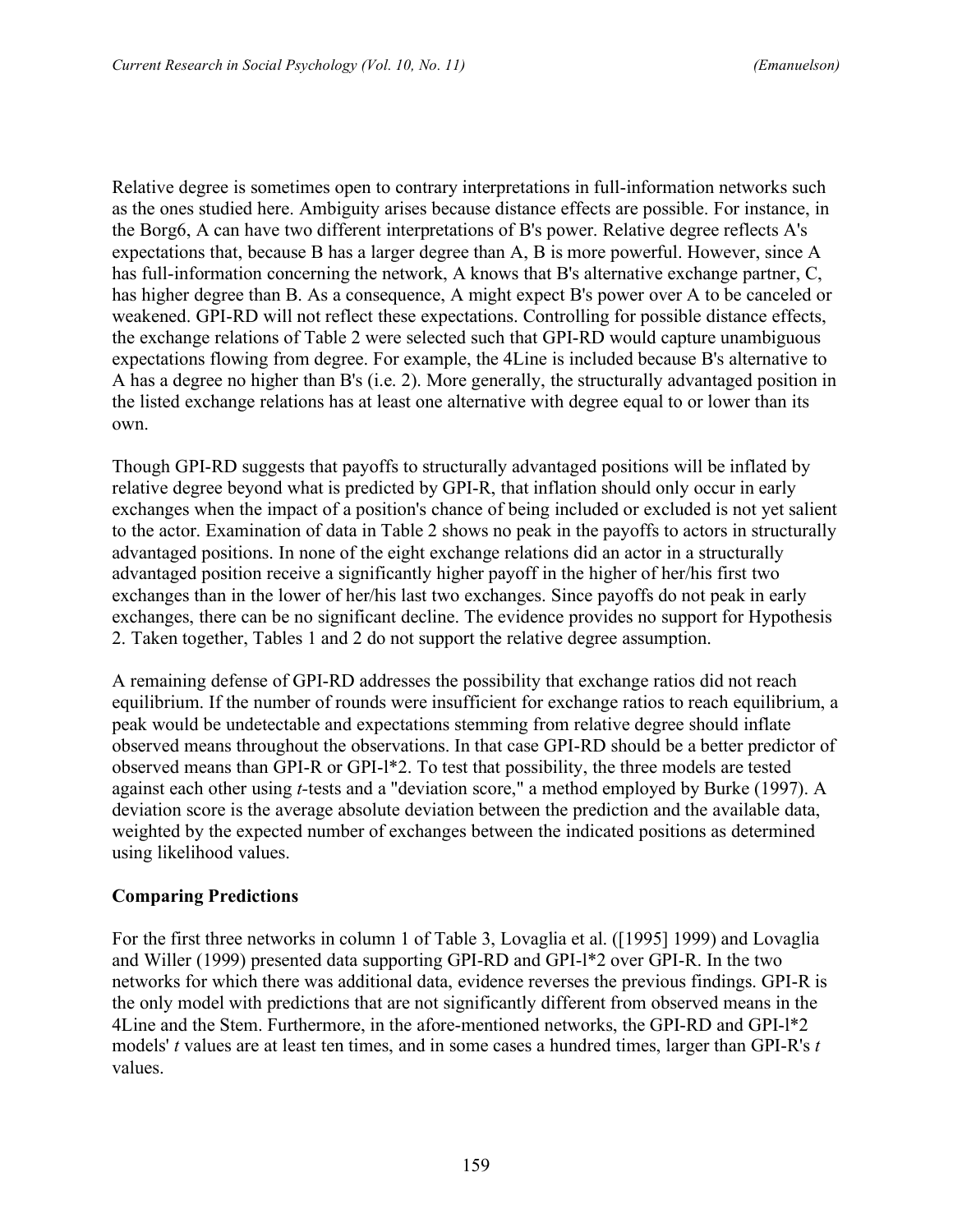Relative degree is sometimes open to contrary interpretations in full-information networks such as the ones studied here. Ambiguity arises because distance effects are possible. For instance, in the Borg6, A can have two different interpretations of B's power. Relative degree reflects A's expectations that, because B has a larger degree than A, B is more powerful. However, since A has full-information concerning the network, A knows that B's alternative exchange partner, C, has higher degree than B. As a consequence, A might expect B's power over A to be canceled or weakened. GPI-RD will not reflect these expectations. Controlling for possible distance effects, the exchange relations of Table 2 were selected such that GPI-RD would capture unambiguous expectations flowing from degree. For example, the 4Line is included because B's alternative to A has a degree no higher than B's (i.e. 2). More generally, the structurally advantaged position in the listed exchange relations has at least one alternative with degree equal to or lower than its own.

Though GPI-RD suggests that payoffs to structurally advantaged positions will be inflated by relative degree beyond what is predicted by GPI-R, that inflation should only occur in early exchanges when the impact of a position's chance of being included or excluded is not yet salient to the actor. Examination of data in Table 2 shows no peak in the payoffs to actors in structurally advantaged positions. In none of the eight exchange relations did an actor in a structurally advantaged position receive a significantly higher payoff in the higher of her/his first two exchanges than in the lower of her/his last two exchanges. Since payoffs do not peak in early exchanges, there can be no significant decline. The evidence provides no support for Hypothesis 2. Taken together, Tables 1 and 2 do not support the relative degree assumption.

A remaining defense of GPI-RD addresses the possibility that exchange ratios did not reach equilibrium. If the number of rounds were insufficient for exchange ratios to reach equilibrium, a peak would be undetectable and expectations stemming from relative degree should inflate observed means throughout the observations. In that case GPI-RD should be a better predictor of observed means than GPI-R or GPI-l*2. To test that possibility, the three models are tested against each other using *t*-tests and a "deviation score," a method employed by Burke (1997). A deviation score is the average absolute deviation between the prediction and the available data, weighted by the expected number of exchanges between the indicated positions as determined using likelihood values.

**Comparing Predictions**

For the first three networks in column 1 of Table 3, Lovaglia et al. ([1995] 1999) and Lovaglia and Willer (1999) presented data supporting GPI-RD and GPI-l*2 over GPI-R. In the two networks for which there was additional data, evidence reverses the previous findings. GPI-R is the only model with predictions that are not significantly different from observed means in the 4Line and the Stem. Furthermore, in the afore-mentioned networks, the GPI-RD and GPI-l*2 models' *t* values are at least ten times, and in some cases a hundred times, larger than GPI-R's *t* values.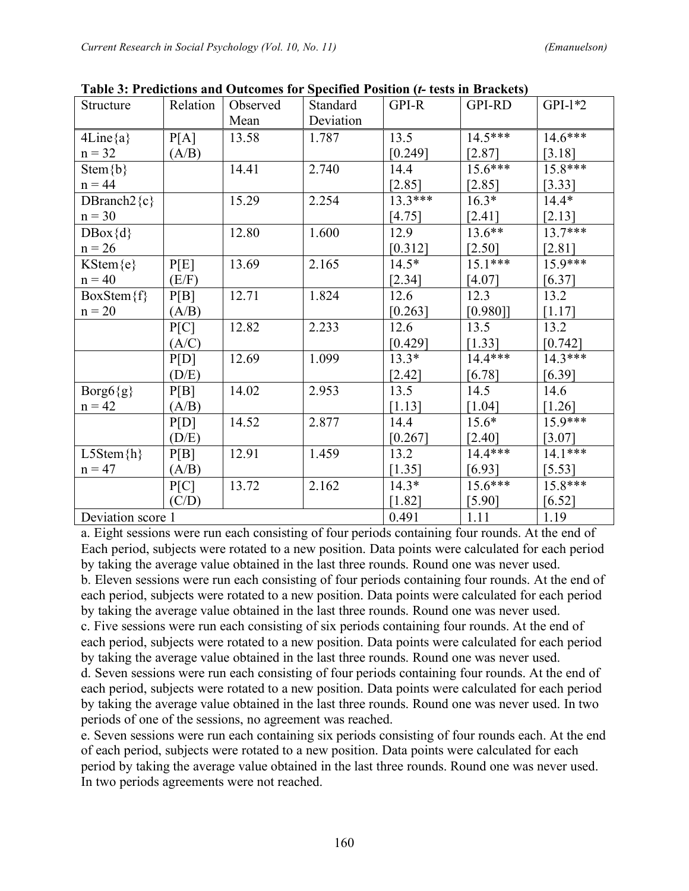**Table 3: Predictions and Outcomes for Specified Position (*t*- tests in Brackets)**

| Structure | Relation | Observed Mean | Standard Deviation | GPI-R | GPI-RD | GPI-l*2 |
|---|---|---|---|---|---|---|
| 4Line{a} n = 32 | P[A] (A/B) | 13.58 | 1.787 | 13.5 [0.249] | 14.5*** [2.87] | 14.6*** [3.18] |
| Stem{b} n = 44 | | 14.41 | 2.740 | 14.4 [2.85] | 15.6*** [2.85] | 15.8*** [3.33] |
| DBranch2{c} n = 30 | | 15.29 | 2.254 | 13.3*** [4.75] | 16.3* [2.41] | 14.4* [2.13] |
| DBox{d} n = 26 | | 12.80 | 1.600 | 12.9 [0.312] | 13.6** [2.50] | 13.7*** [2.81] |
| KStem{e} n = 40 | P[E] (E/F) | 13.69 | 2.165 | 14.5* [2.34] | 15.1*** [4.07] | 15.9*** [6.37] |
| BoxStem{f} n = 20 | P[B] (A/B) | 12.71 | 1.824 | 12.6 [0.263] | 12.3 [0.980]] | 13.2 [1.17] |
| | P[C] (A/C) | 12.82 | 2.233 | 12.6 [0.429] | 13.5 [1.33] | 13.2 [0.742] |
| | P[D] (D/E) | 12.69 | 1.099 | 13.3* [2.42] | 14.4*** [6.78] | 14.3*** [6.39] |
| Borg6{g} n = 42 | P[B] (A/B) | 14.02 | 2.953 | 13.5 [1.13] | 14.5 [1.04] | 14.6 [1.26] |
| | P[D] (D/E) | 14.52 | 2.877 | 14.4 [0.267] | 15.6* [2.40] | 15.9*** [3.07] |
| L5Stem{h} n = 47 | P[B] (A/B) | 12.91 | 1.459 | 13.2 [1.35] | 14.4*** [6.93] | 14.1*** [5.53] |
| | P[C] (C/D) | 13.72 | 2.162 | 14.3* [1.82] | 15.6*** [5.90] | 15.8*** [6.52] |
| Deviation score 1 | | | | 0.491 | 1.11 | 1.19 |

a. Eight sessions were run each consisting of four periods containing four rounds. At the end of Each period, subjects were rotated to a new position. Data points were calculated for each period by taking the average value obtained in the last three rounds. Round one was never used.

b. Eleven sessions were run each consisting of four periods containing four rounds. At the end of each period, subjects were rotated to a new position. Data points were calculated for each period by taking the average value obtained in the last three rounds. Round one was never used.

c. Five sessions were run each consisting of six periods containing four rounds. At the end of each period, subjects were rotated to a new position. Data points were calculated for each period by taking the average value obtained in the last three rounds. Round one was never used.

d. Seven sessions were run each consisting of four periods containing four rounds. At the end of each period, subjects were rotated to a new position. Data points were calculated for each period by taking the average value obtained in the last three rounds. Round one was never used. In two periods of one of the sessions, no agreement was reached.

e. Seven sessions were run each containing six periods consisting of four rounds each. At the end of each period, subjects were rotated to a new position. Data points were calculated for each period by taking the average value obtained in the last three rounds. Round one was never used. In two periods agreements were not reached.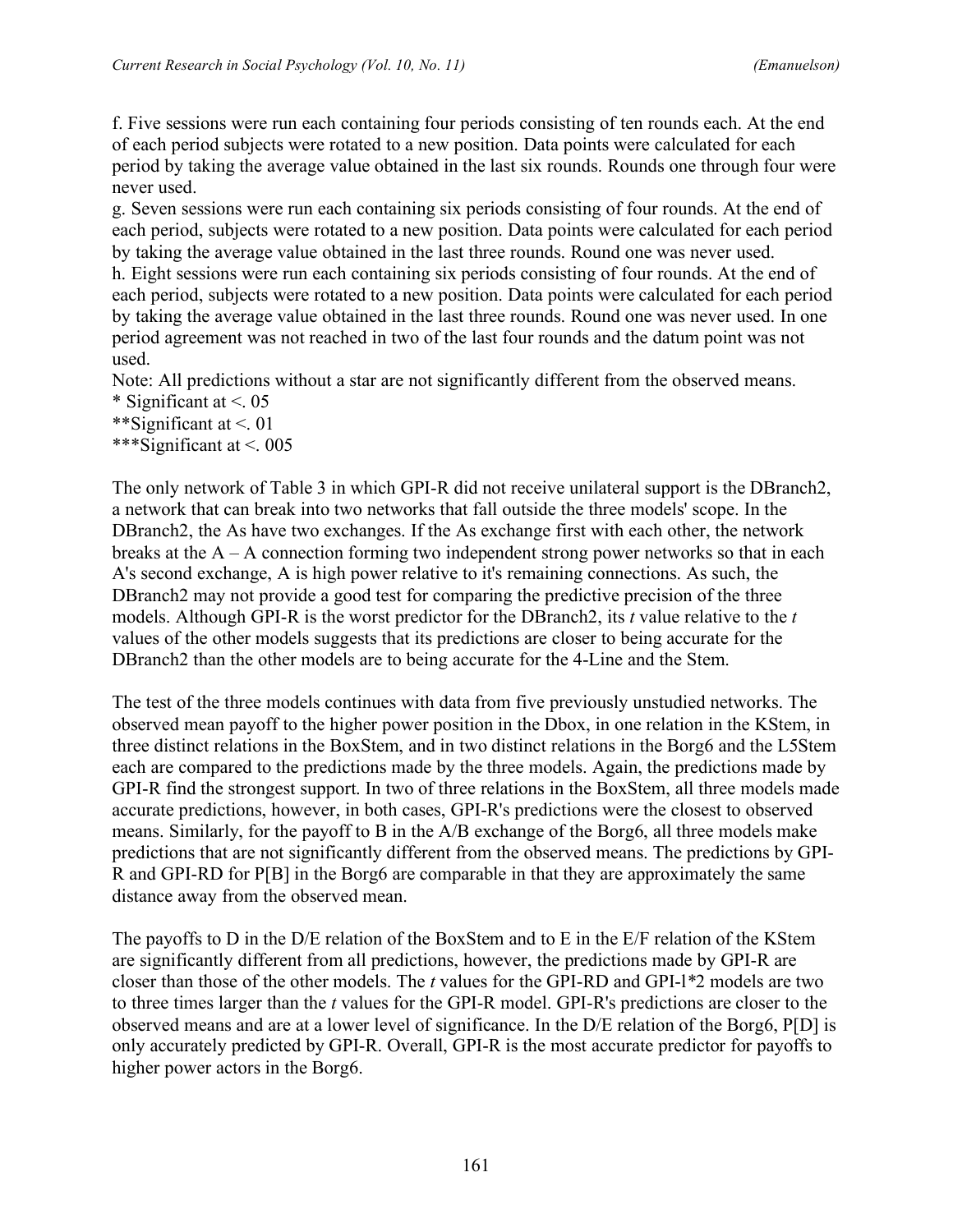f. Five sessions were run each containing four periods consisting of ten rounds each. At the end of each period subjects were rotated to a new position. Data points were calculated for each period by taking the average value obtained in the last six rounds. Rounds one through four were never used.
g. Seven sessions were run each containing six periods consisting of four rounds. At the end of each period, subjects were rotated to a new position. Data points were calculated for each period by taking the average value obtained in the last three rounds. Round one was never used.
h. Eight sessions were run each containing six periods consisting of four rounds. At the end of each period, subjects were rotated to a new position. Data points were calculated for each period by taking the average value obtained in the last three rounds. Round one was never used. In one period agreement was not reached in two of the last four rounds and the datum point was not used.
Note: All predictions without a star are not significantly different from the observed means.
* Significant at <. 05
**Significant at <. 01
***Significant at <. 005

The only network of Table 3 in which GPI-R did not receive unilateral support is the DBranch2, a network that can break into two networks that fall outside the three models' scope. In the DBranch2, the As have two exchanges. If the As exchange first with each other, the network breaks at the A – A connection forming two independent strong power networks so that in each A's second exchange, A is high power relative to it's remaining connections. As such, the DBranch2 may not provide a good test for comparing the predictive precision of the three models. Although GPI-R is the worst predictor for the DBranch2, its *t* value relative to the *t* values of the other models suggests that its predictions are closer to being accurate for the DBranch2 than the other models are to being accurate for the 4-Line and the Stem.

The test of the three models continues with data from five previously unstudied networks. The observed mean payoff to the higher power position in the Dbox, in one relation in the KStem, in three distinct relations in the BoxStem, and in two distinct relations in the Borg6 and the L5Stem each are compared to the predictions made by the three models. Again, the predictions made by GPI-R find the strongest support. In two of three relations in the BoxStem, all three models made accurate predictions, however, in both cases, GPI-R's predictions were the closest to observed means. Similarly, for the payoff to B in the A/B exchange of the Borg6, all three models make predictions that are not significantly different from the observed means. The predictions by GPI-R and GPI-RD for P[B] in the Borg6 are comparable in that they are approximately the same distance away from the observed mean.

The payoffs to D in the D/E relation of the BoxStem and to E in the E/F relation of the KStem are significantly different from all predictions, however, the predictions made by GPI-R are closer than those of the other models. The *t* values for the GPI-RD and GPI-l*2 models are two to three times larger than the *t* values for the GPI-R model. GPI-R's predictions are closer to the observed means and are at a lower level of significance. In the D/E relation of the Borg6, P[D] is only accurately predicted by GPI-R. Overall, GPI-R is the most accurate predictor for payoffs to higher power actors in the Borg6.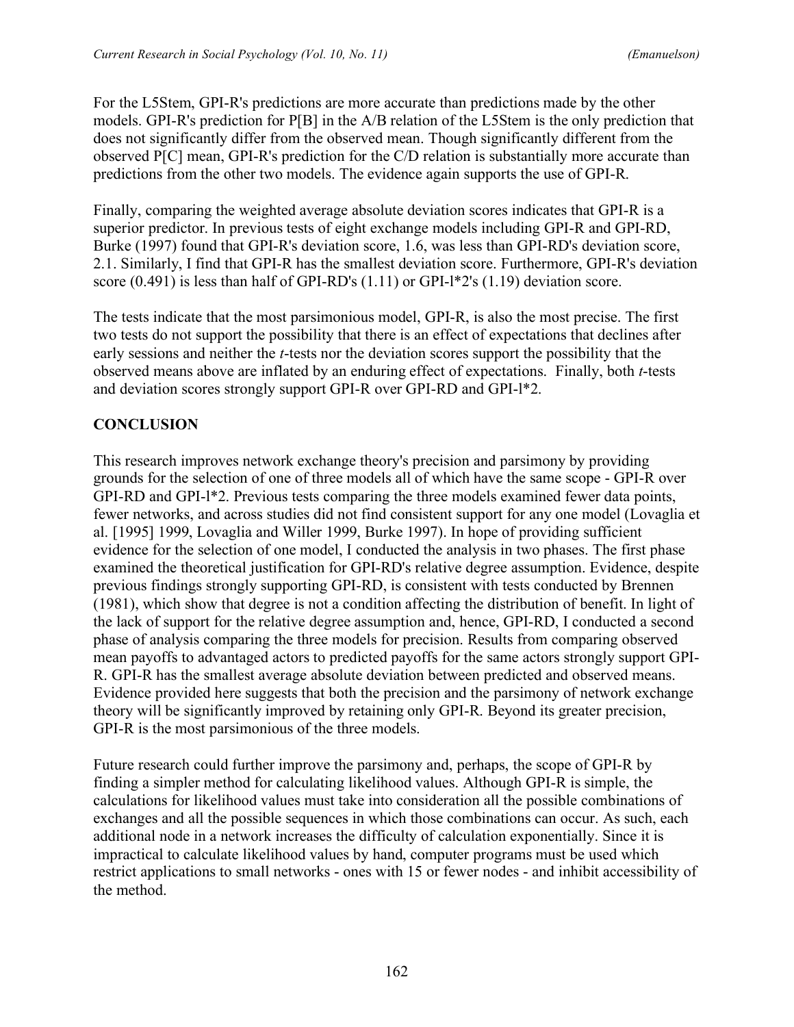For the L5Stem, GPI-R's predictions are more accurate than predictions made by the other models. GPI-R's prediction for P[B] in the A/B relation of the L5Stem is the only prediction that does not significantly differ from the observed mean. Though significantly different from the observed P[C] mean, GPI-R's prediction for the C/D relation is substantially more accurate than predictions from the other two models. The evidence again supports the use of GPI-R.

Finally, comparing the weighted average absolute deviation scores indicates that GPI-R is a superior predictor. In previous tests of eight exchange models including GPI-R and GPI-RD, Burke (1997) found that GPI-R's deviation score, 1.6, was less than GPI-RD's deviation score, 2.1. Similarly, I find that GPI-R has the smallest deviation score. Furthermore, GPI-R's deviation score (0.491) is less than half of GPI-RD's (1.11) or GPI-l*2's (1.19) deviation score.

The tests indicate that the most parsimonious model, GPI-R, is also the most precise. The first two tests do not support the possibility that there is an effect of expectations that declines after early sessions and neither the *t*-tests nor the deviation scores support the possibility that the observed means above are inflated by an enduring effect of expectations. Finally, both *t*-tests and deviation scores strongly support GPI-R over GPI-RD and GPI-l*2.

## CONCLUSION

This research improves network exchange theory's precision and parsimony by providing grounds for the selection of one of three models all of which have the same scope - GPI-R over GPI-RD and GPI-l*2. Previous tests comparing the three models examined fewer data points, fewer networks, and across studies did not find consistent support for any one model (Lovaglia et al. [1995] 1999, Lovaglia and Willer 1999, Burke 1997). In hope of providing sufficient evidence for the selection of one model, I conducted the analysis in two phases. The first phase examined the theoretical justification for GPI-RD's relative degree assumption. Evidence, despite previous findings strongly supporting GPI-RD, is consistent with tests conducted by Brennen (1981), which show that degree is not a condition affecting the distribution of benefit. In light of the lack of support for the relative degree assumption and, hence, GPI-RD, I conducted a second phase of analysis comparing the three models for precision. Results from comparing observed mean payoffs to advantaged actors to predicted payoffs for the same actors strongly support GPI-R. GPI-R has the smallest average absolute deviation between predicted and observed means. Evidence provided here suggests that both the precision and the parsimony of network exchange theory will be significantly improved by retaining only GPI-R. Beyond its greater precision, GPI-R is the most parsimonious of the three models.

Future research could further improve the parsimony and, perhaps, the scope of GPI-R by finding a simpler method for calculating likelihood values. Although GPI-R is simple, the calculations for likelihood values must take into consideration all the possible combinations of exchanges and all the possible sequences in which those combinations can occur. As such, each additional node in a network increases the difficulty of calculation exponentially. Since it is impractical to calculate likelihood values by hand, computer programs must be used which restrict applications to small networks - ones with 15 or fewer nodes - and inhibit accessibility of the method.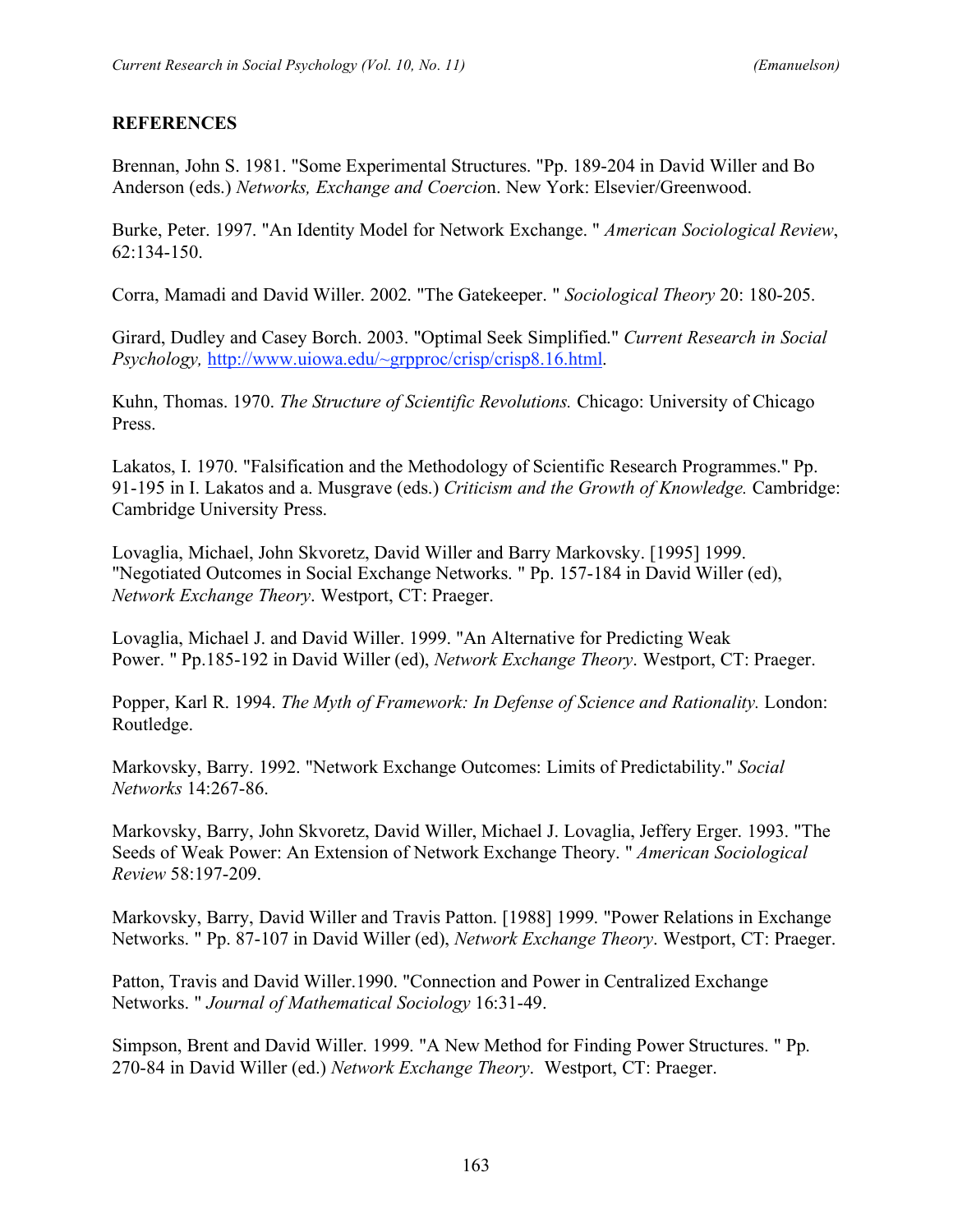## REFERENCES

Brennan, John S. 1981. "Some Experimental Structures. "Pp. 189-204 in David Willer and Bo Anderson (eds.) *Networks, Exchange and Coercio*n. New York: Elsevier/Greenwood.

Burke, Peter. 1997. "An Identity Model for Network Exchange. " *American Sociological Review*, 62:134-150.

Corra, Mamadi and David Willer. 2002. "The Gatekeeper. " *Sociological Theory* 20: 180-205.

Girard, Dudley and Casey Borch. 2003. "Optimal Seek Simplified." *Current Research in Social Psychology,* http://www.uiowa.edu/~grpproc/crisp/crisp8.16.html.

Kuhn, Thomas. 1970. *The Structure of Scientific Revolutions.* Chicago: University of Chicago Press.

Lakatos, I. 1970. "Falsification and the Methodology of Scientific Research Programmes." Pp. 91-195 in I. Lakatos and a. Musgrave (eds.) *Criticism and the Growth of Knowledge.* Cambridge: Cambridge University Press.

Lovaglia, Michael, John Skvoretz, David Willer and Barry Markovsky. [1995] 1999. "Negotiated Outcomes in Social Exchange Networks. " Pp. 157-184 in David Willer (ed), *Network Exchange Theory*. Westport, CT: Praeger.

Lovaglia, Michael J. and David Willer. 1999. "An Alternative for Predicting Weak Power. " Pp.185-192 in David Willer (ed), *Network Exchange Theory*. Westport, CT: Praeger.

Popper, Karl R. 1994. *The Myth of Framework: In Defense of Science and Rationality.* London: Routledge.

Markovsky, Barry. 1992. "Network Exchange Outcomes: Limits of Predictability." *Social Networks* 14:267-86.

Markovsky, Barry, John Skvoretz, David Willer, Michael J. Lovaglia, Jeffery Erger. 1993. "The Seeds of Weak Power: An Extension of Network Exchange Theory. " *American Sociological Review* 58:197-209.

Markovsky, Barry, David Willer and Travis Patton. [1988] 1999. "Power Relations in Exchange Networks. " Pp. 87-107 in David Willer (ed), *Network Exchange Theory*. Westport, CT: Praeger.

Patton, Travis and David Willer.1990. "Connection and Power in Centralized Exchange Networks. " *Journal of Mathematical Sociology* 16:31-49.

Simpson, Brent and David Willer. 1999. "A New Method for Finding Power Structures. " Pp. 270-84 in David Willer (ed.) *Network Exchange Theory*. Westport, CT: Praeger.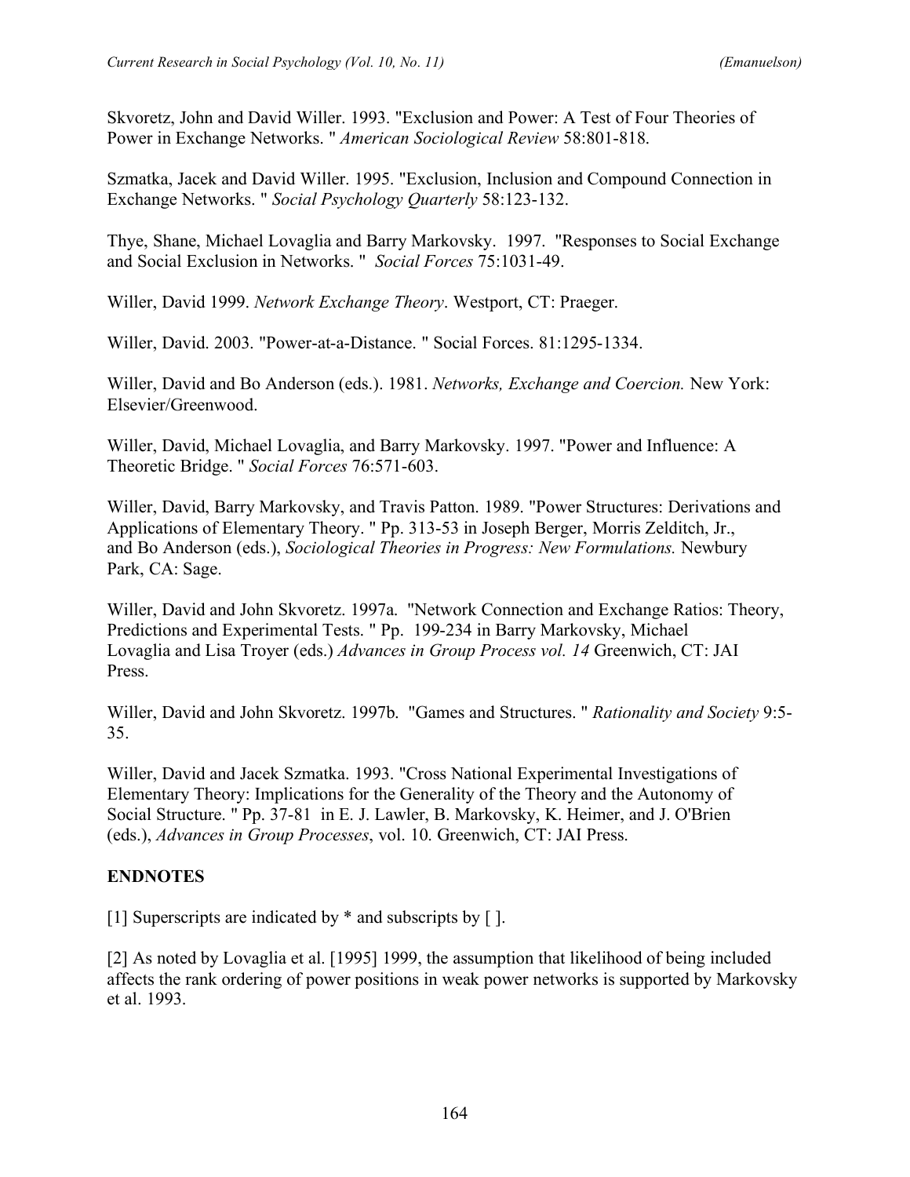Skvoretz, John and David Willer. 1993. "Exclusion and Power: A Test of Four Theories of Power in Exchange Networks. " *American Sociological Review* 58:801-818.

Szmatka, Jacek and David Willer. 1995. "Exclusion, Inclusion and Compound Connection in Exchange Networks. " *Social Psychology Quarterly* 58:123-132.

Thye, Shane, Michael Lovaglia and Barry Markovsky. 1997. "Responses to Social Exchange and Social Exclusion in Networks. " *Social Forces* 75:1031-49.

Willer, David 1999. *Network Exchange Theory*. Westport, CT: Praeger.

Willer, David. 2003. "Power-at-a-Distance. " Social Forces. 81:1295-1334.

Willer, David and Bo Anderson (eds.). 1981. *Networks, Exchange and Coercion.* New York: Elsevier/Greenwood.

Willer, David, Michael Lovaglia, and Barry Markovsky. 1997. "Power and Influence: A Theoretic Bridge. " *Social Forces* 76:571-603.

Willer, David, Barry Markovsky, and Travis Patton. 1989. "Power Structures: Derivations and Applications of Elementary Theory. " Pp. 313-53 in Joseph Berger, Morris Zelditch, Jr., and Bo Anderson (eds.), *Sociological Theories in Progress: New Formulations.* Newbury Park, CA: Sage.

Willer, David and John Skvoretz. 1997a. "Network Connection and Exchange Ratios: Theory, Predictions and Experimental Tests. " Pp. 199-234 in Barry Markovsky, Michael Lovaglia and Lisa Troyer (eds.) *Advances in Group Process vol. 14* Greenwich, CT: JAI Press.

Willer, David and John Skvoretz. 1997b. "Games and Structures. " *Rationality and Society* 9:5-35.

Willer, David and Jacek Szmatka. 1993. "Cross National Experimental Investigations of Elementary Theory: Implications for the Generality of the Theory and the Autonomy of Social Structure. " Pp. 37-81 in E. J. Lawler, B. Markovsky, K. Heimer, and J. O'Brien (eds.), *Advances in Group Processes*, vol. 10. Greenwich, CT: JAI Press.

## ENDNOTES

[1] Superscripts are indicated by * and subscripts by [ ].

[2] As noted by Lovaglia et al. [1995] 1999, the assumption that likelihood of being included affects the rank ordering of power positions in weak power networks is supported by Markovsky et al. 1993.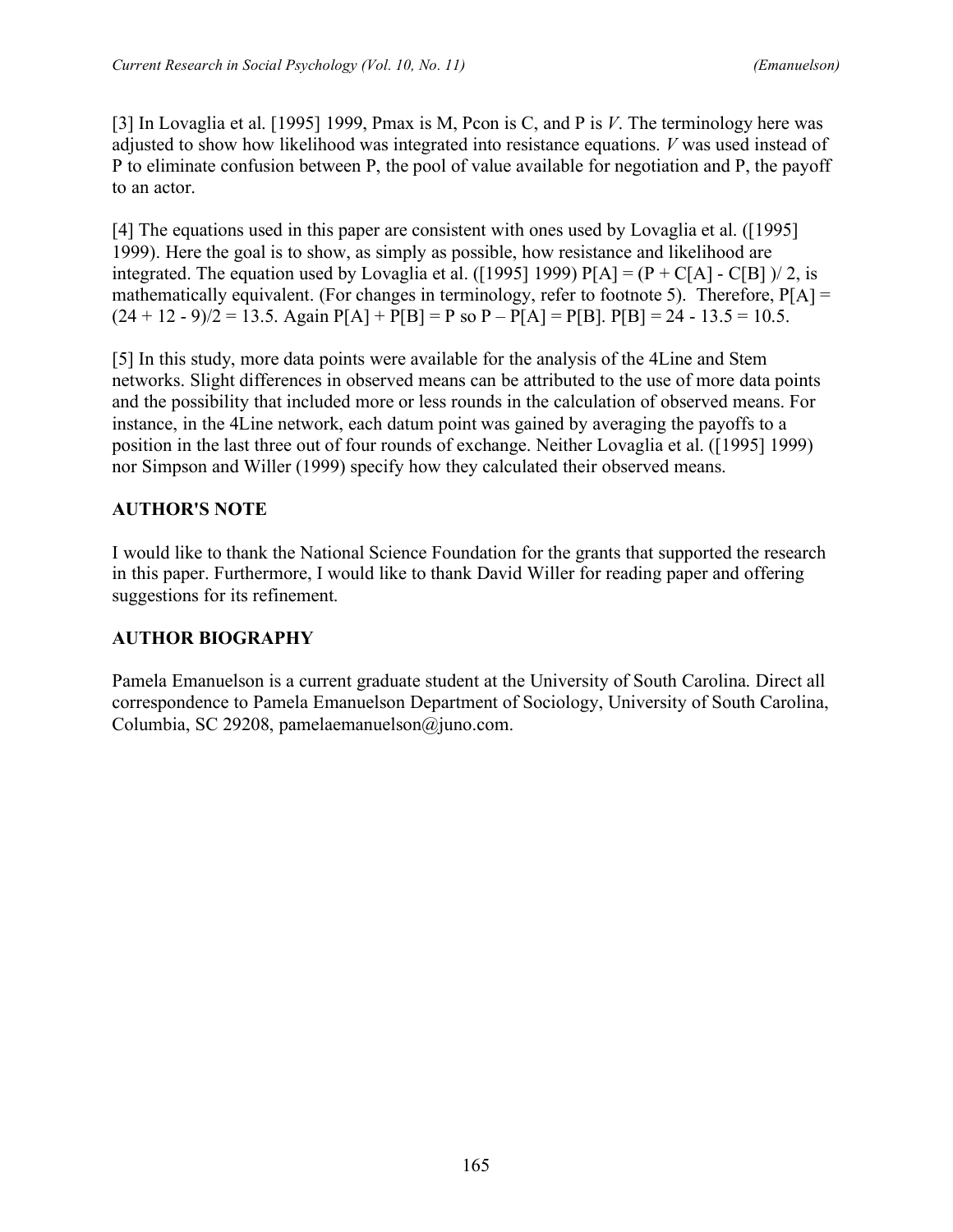[3] In Lovaglia et al. [1995] 1999, Pmax is M, Pcon is C, and P is *V*. The terminology here was adjusted to show how likelihood was integrated into resistance equations. *V* was used instead of P to eliminate confusion between P, the pool of value available for negotiation and P, the payoff to an actor.

[4] The equations used in this paper are consistent with ones used by Lovaglia et al. ([1995] 1999). Here the goal is to show, as simply as possible, how resistance and likelihood are integrated. The equation used by Lovaglia et al. ([1995] 1999) $P[A] = (P + C[A] - C[B])/2$, is mathematically equivalent. (For changes in terminology, refer to footnote 5). Therefore, $P[A] = (24 + 12 - 9)/2 = 13.5$. Again $P[A] + P[B] = P$ so $P - P[A] = P[B]$. $P[B] = 24 - 13.5 = 10.5$.

[5] In this study, more data points were available for the analysis of the 4Line and Stem networks. Slight differences in observed means can be attributed to the use of more data points and the possibility that included more or less rounds in the calculation of observed means. For instance, in the 4Line network, each datum point was gained by averaging the payoffs to a position in the last three out of four rounds of exchange. Neither Lovaglia et al. ([1995] 1999) nor Simpson and Willer (1999) specify how they calculated their observed means.

## AUTHOR'S NOTE

I would like to thank the National Science Foundation for the grants that supported the research in this paper. Furthermore, I would like to thank David Willer for reading paper and offering suggestions for its refinement.

## AUTHOR BIOGRAPHY

Pamela Emanuelson is a current graduate student at the University of South Carolina. Direct all correspondence to Pamela Emanuelson Department of Sociology, University of South Carolina, Columbia, SC 29208, pamelaemanuelson@juno.com.